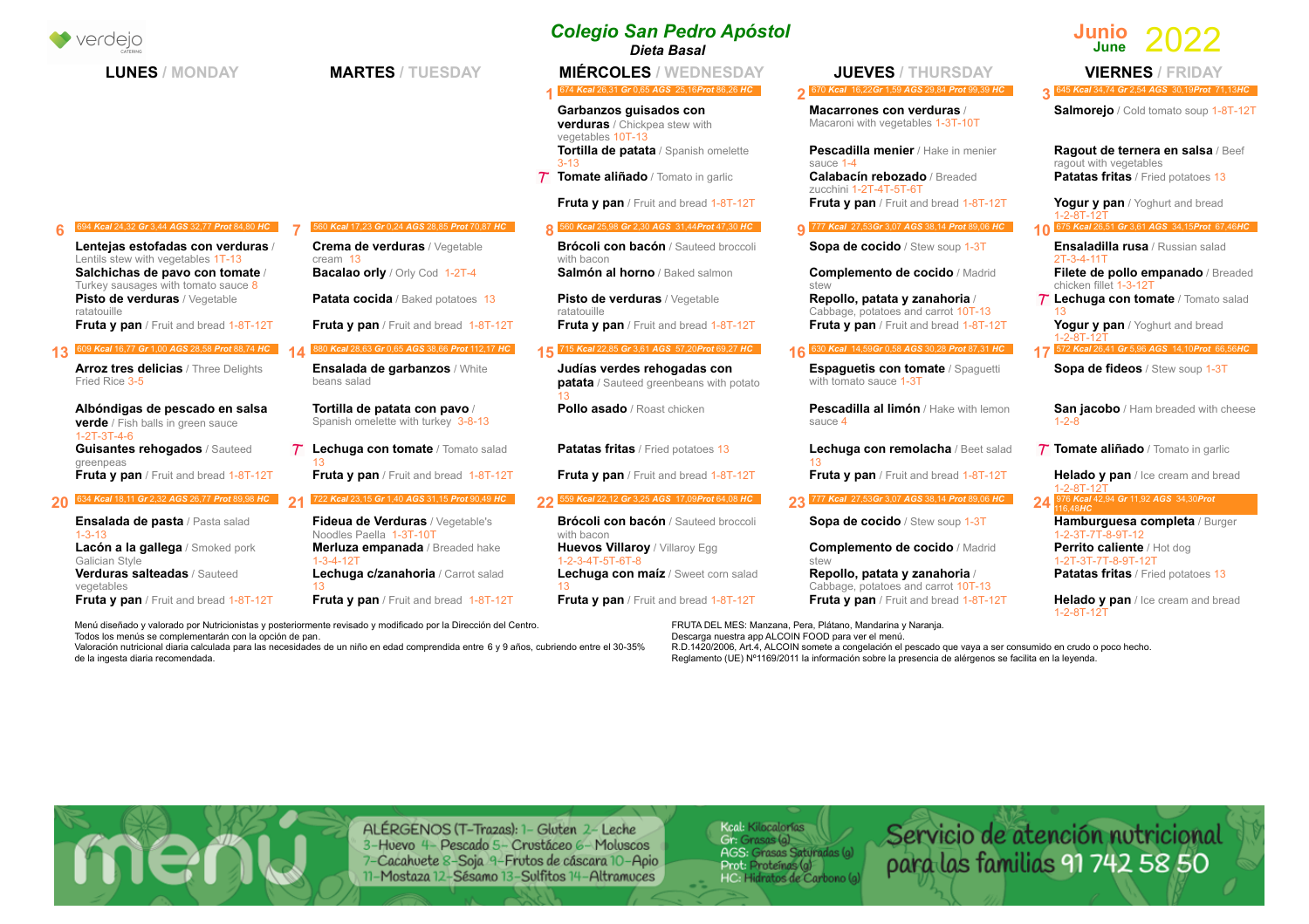verdejo CATERING

# Colegio San Pedro Apóstol

## Dieta Basal

**Junio / June 2022**

| LUNES / MONDAY | MARTES / TUESDAY | MIÉRCOLES / WEDNESDAY | JUEVES / THURSDAY | VIERNES / FRIDAY |
|---|---|---|---|---|
| | | **1** 674 Kcal 26,31 Gr 0,65 AGS 25,16 Prot 86,26 HC<br>**Garbanzos guisados con verduras** / Chickpea stew with vegetables 10T-13<br>**Tortilla de patata** / Spanish omelette 3-13<br>T **Tomate aliñado** / Tomato in garlic<br>**Fruta y pan** / Fruit and bread 1-8T-12T | **2** 670 Kcal 16,22 Gr 1,59 AGS 29,84 Prot 99,39 HC<br>**Macarrones con verduras** / Macaroni with vegetables 1-3T-10T<br>**Pescadilla menier** / Hake in menier sauce 1-4<br>**Calabacín rebozado** / Breaded zucchini 1-2T-4T-5T-6T<br>**Fruta y pan** / Fruit and bread 1-8T-12T | **3** 645 Kcal 34,74 Gr 2,54 AGS 30,19 Prot 71,13 HC<br>**Salmorejo** / Cold tomato soup 1-8T-12T<br>**Ragout de ternera en salsa** / Beef ragout with vegetables<br>**Patatas fritas** / Fried potatoes 13<br>**Yogur y pan** / Yoghurt and bread 1-2-8T-12T |
| **6** 694 Kcal 24,32 Gr 3,44 AGS 32,77 Prot 84,80 HC<br>**Lentejas estofadas con verduras** / Lentils stew with vegetables 1T-13<br>**Salchichas de pavo con tomate** / Turkey sausages with tomato sauce 8<br>**Pisto de verduras** / Vegetable ratatouille<br>**Fruta y pan** / Fruit and bread 1-8T-12T | **7** 560 Kcal 17,23 Gr 0,24 AGS 28,85 Prot 70,87 HC<br>**Crema de verduras** / Vegetable cream 13<br>**Bacalao orly** / Orly Cod 1-2T-4<br>**Patata cocida** / Baked potatoes 13<br>**Fruta y pan** / Fruit and bread 1-8T-12T | **8** 560 Kcal 25,98 Gr 2,30 AGS 31,44 Prot 47,30 HC<br>**Brócoli con bacón** / Sauteed broccoli with bacon<br>**Salmón al horno** / Baked salmon<br>**Pisto de verduras** / Vegetable ratatouille<br>**Fruta y pan** / Fruit and bread 1-8T-12T | **9** 777 Kcal 27,53 Gr 3,07 AGS 38,14 Prot 89,06 HC<br>**Sopa de cocido** / Stew soup 1-3T<br>**Complemento de cocido** / Madrid stew<br>**Repollo, patata y zanahoria** / Cabbage, potatoes and carrot 10T-13<br>**Fruta y pan** / Fruit and bread 1-8T-12T | **10** 675 Kcal 26,51 Gr 3,61 AGS 34,15 Prot 67,46 HC<br>**Ensaladilla rusa** / Russian salad 2T-3-4-11T<br>**Filete de pollo empanado** / Breaded chicken fillet 1-3-12T<br>T **Lechuga con tomate** / Tomato salad 13<br>**Yogur y pan** / Yoghurt and bread 1-2-8T-12T |
| **13** 609 Kcal 16,77 Gr 1,00 AGS 28,58 Prot 88,74 HC<br>**Arroz tres delicias** / Three Delights Fried Rice 3-5<br>**Albóndigas de pescado en salsa verde** / Fish balls in green sauce 1-2T-3T-4-6<br>**Guisantes rehogados** / Sauteed greenpeas<br>**Fruta y pan** / Fruit and bread 1-8T-12T | **14** 880 Kcal 28,63 Gr 0,65 AGS 38,66 Prot 112,17 HC<br>**Ensalada de garbanzos** / White beans salad<br>**Tortilla de patata con pavo** / Spanish omelette with turkey 3-8-13<br>T **Lechuga con tomate** / Tomato salad 13<br>**Fruta y pan** / Fruit and bread 1-8T-12T | **15** 715 Kcal 22,85 Gr 3,61 AGS 57,20 Prot 69,27 HC<br>**Judías verdes rehogadas con patata** / Sauteed greenbeans with potato 13<br>**Pollo asado** / Roast chicken<br>**Patatas fritas** / Fried potatoes 13<br>**Fruta y pan** / Fruit and bread 1-8T-12T | **16** 630 Kcal 14,59 Gr 0,58 AGS 30,28 Prot 87,31 HC<br>**Espaguetis con tomate** / Spaguetti with tomato sauce 1-3T<br>**Pescadilla al limón** / Hake with lemon sauce 4<br>**Lechuga con remolacha** / Beet salad 13<br>**Fruta y pan** / Fruit and bread 1-8T-12T | **17** 572 Kcal 26,41 Gr 5,96 AGS 14,10 Prot 66,56 HC<br>**Sopa de fideos** / Stew soup 1-3T<br>**San jacobo** / Ham breaded with cheese 1-2-8<br>T **Tomate aliñado** / Tomato in garlic<br>**Helado y pan** / Ice cream and bread 1-2-8T-12T |
| **20** 634 Kcal 18,11 Gr 2,32 AGS 26,77 Prot 89,98 HC<br>**Ensalada de pasta** / Pasta salad 1-3-13<br>**Lacón a la gallega** / Smoked pork Galician Style<br>**Verduras salteadas** / Sauteed vegetables<br>**Fruta y pan** / Fruit and bread 1-8T-12T | **21** 722 Kcal 23,15 Gr 1,40 AGS 31,15 Prot 90,49 HC<br>**Fideua de Verduras** / Vegetable's Noodles Paella 1-3T-10T<br>**Merluza empanada** / Breaded hake 1-3-4-12T<br>**Lechuga c/zanahoria** / Carrot salad 13<br>**Fruta y pan** / Fruit and bread 1-8T-12T | **22** 559 Kcal 22,12 Gr 3,25 AGS 17,09 Prot 64,08 HC<br>**Brócoli con bacón** / Sauteed broccoli with bacon<br>**Huevos Villaroy** / Villaroy Egg 1-2-3-4T-5T-6T-8<br>**Lechuga con maíz** / Sweet corn salad 13<br>**Fruta y pan** / Fruit and bread 1-8T-12T | **23** 777 Kcal 27,53 Gr 3,07 AGS 38,14 Prot 89,06 HC<br>**Sopa de cocido** / Stew soup 1-3T<br>**Complemento de cocido** / Madrid stew<br>**Repollo, patata y zanahoria** / Cabbage, potatoes and carrot 10T-13<br>**Fruta y pan** / Fruit and bread 1-8T-12T | **24** 976 Kcal 42,94 Gr 11,92 AGS 34,30 Prot 116,48 HC<br>**Hamburguesa completa** / Burger 1-2-3T-7T-8-9T-12<br>**Perrito caliente** / Hot dog 1-2T-3T-7T-8-9T-12T<br>**Patatas fritas** / Fried potatoes 13<br>**Helado y pan** / Ice cream and bread 1-2-8T-12T |

Menú diseñado y valorado por Nutricionistas y posteriormente revisado y modificado por la Dirección del Centro.
Todos los menús se complementarán con la opción de pan.
Valoración nutricional diaria calculada para las necesidades de un niño en edad comprendida entre 6 y 9 años, cubriendo entre el 30-35% de la ingesta diaria recomendada.

FRUTA DEL MES: Manzana, Pera, Plátano, Mandarina y Naranja.
Descarga nuestra app ALCOIN FOOD para ver el menú.
R.D.1420/2006, Art.4, ALCOIN somete a congelación el pescado que vaya a ser consumido en crudo o poco hecho.
Reglamento (UE) Nº1169/2011 la información sobre la presencia de alérgenos se facilita en la leyenda.

menú

ALÉRGENOS (T-Trazas): 1- Gluten 2- Leche 3-Huevo 4- Pescado 5- Crustáceo 6- Moluscos 7-Cacahuete 8-Soja 9-Frutos de cáscara 10-Apio 11-Mostaza 12-Sésamo 13-Sulfitos 14-Altramuces

Kcal: Kilocalorías
Gr: Grasas (g)
AGS: Grasas Saturadas (g)
Prot: Proteínas (g)
HC: Hidratos de Carbono (g)

Servicio de atención nutricional para las familias 91 742 58 50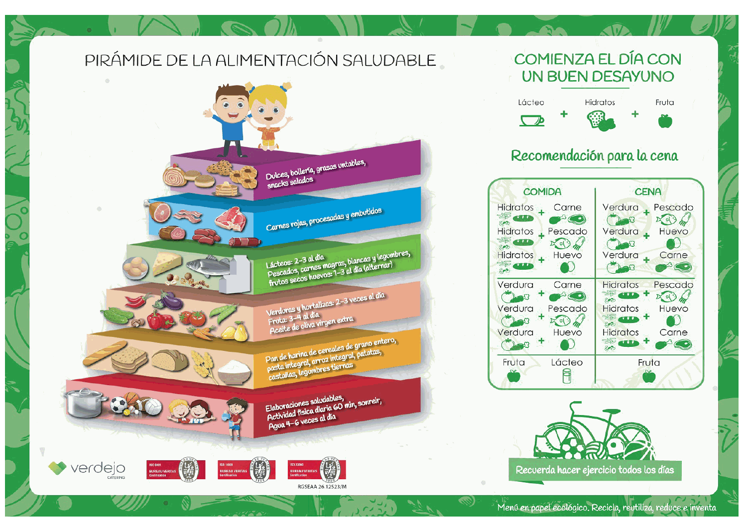# PIRÁMIDE DE LA ALIMENTACIÓN SALUDABLE

- Dulces, bollería, grasas untables, snacks salados
- Carnes rojas, procesadas y embutidos
- Lácteos: 2-3 al día
  Pescados, carnes magras, blancas y legumbres, frutos secos huevos: 1-3 al día (alternar)
- Verduras y hortalizas: 2-3 veces al día
  Fruta: 3-4 al día
  Aceite de oliva virgen extra
- Pan de harina de cereales de grano entero, pasta integral, arroz integral, patatas, castañas, legumbres tiernas
- Elaboraciones saludables, Actividad física diaria 60 min, sonreír, Agua 4-6 veces al día

## COMIENZA EL DÍA CON UN BUEN DESAYUNO

Lácteo + Hidratos + Fruta

## Recomendación para la cena

| COMIDA | CENA |
|---|---|
| Hidratos + Carne | Verdura + Pescado |
| Hidratos + Pescado | Verdura + Huevo |
| Hidratos + Huevo | Verdura + Carne |
| Verdura + Carne | Hidratos + Pescado |
| Verdura + Pescado | Hidratos + Huevo |
| Verdura + Huevo | Hidratos + Carne |
| Fruta, Lácteo | Fruta |

Recuerda hacer ejercicio todos los días

verdejo CATERING

RGSEAA 26.12523/M

Menú en papel ecológico. Recicla, reutiliza, reduce e inventa